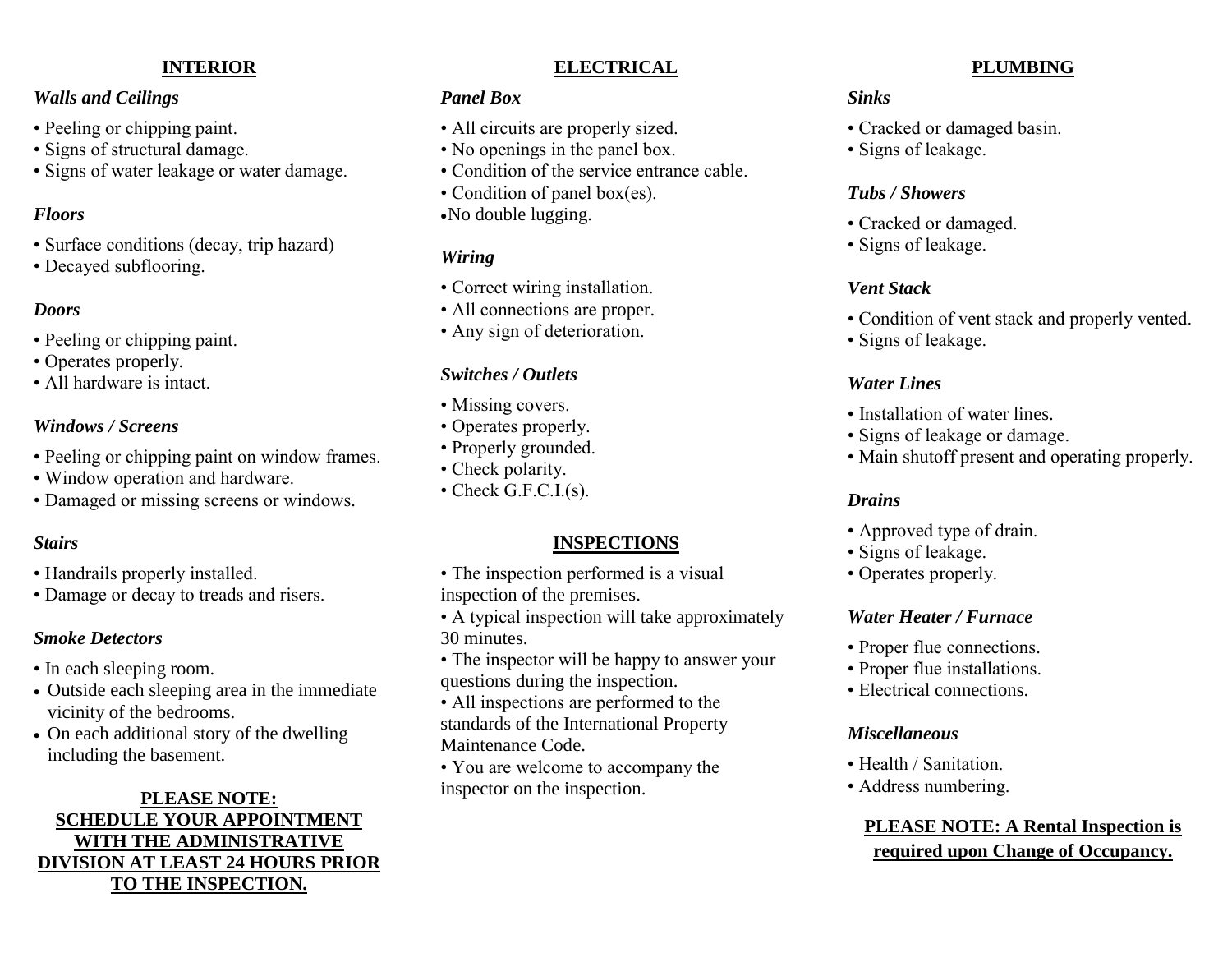## INTERIOR

### *Walls and Ceilings*

- Peeling or chipping paint.
- Signs of structural damage.
- Signs of water leakage or water damage.

### *Floors*

- Surface conditions (decay, trip hazard)
- Decayed subflooring.

### *Doors*

- Peeling or chipping paint.
- Operates properly.
- All hardware is intact.

### *Windows / Screens*

- Peeling or chipping paint on window frames.
- Window operation and hardware.
- Damaged or missing screens or windows.

### *Stairs*

- Handrails properly installed.
- Damage or decay to treads and risers.

### *Smoke Detectors*

- In each sleeping room.
- Outside each sleeping area in the immediate vicinity of the bedrooms.
- On each additional story of the dwelling including the basement.

**PLEASE NOTE: SCHEDULE YOUR APPOINTMENT WITH THE ADMINISTRATIVE DIVISION AT LEAST 24 HOURS PRIOR TO THE INSPECTION.**

## ELECTRICAL

### *Panel Box*

- All circuits are properly sized.
- No openings in the panel box.
- Condition of the service entrance cable.
- Condition of panel box(es).
- No double lugging.

### *Wiring*

- Correct wiring installation.
- All connections are proper.
- Any sign of deterioration.

### *Switches / Outlets*

- Missing covers.
- Operates properly.
- Properly grounded.
- Check polarity.
- Check G.F.C.I.(s).

## INSPECTIONS

- The inspection performed is a visual inspection of the premises.
- A typical inspection will take approximately 30 minutes.
- The inspector will be happy to answer your questions during the inspection.
- All inspections are performed to the standards of the International Property Maintenance Code.
- You are welcome to accompany the inspector on the inspection.

## PLUMBING

### *Sinks*

- Cracked or damaged basin.
- Signs of leakage.

### *Tubs / Showers*

- Cracked or damaged.
- Signs of leakage.

### *Vent Stack*

- Condition of vent stack and properly vented.
- Signs of leakage.

### *Water Lines*

- Installation of water lines.
- Signs of leakage or damage.
- Main shutoff present and operating properly.

### *Drains*

- Approved type of drain.
- Signs of leakage.
- Operates properly.

### *Water Heater / Furnace*

- Proper flue connections.
- Proper flue installations.
- Electrical connections.

### *Miscellaneous*

- Health / Sanitation.
- Address numbering.

**PLEASE NOTE: A Rental Inspection is required upon Change of Occupancy.**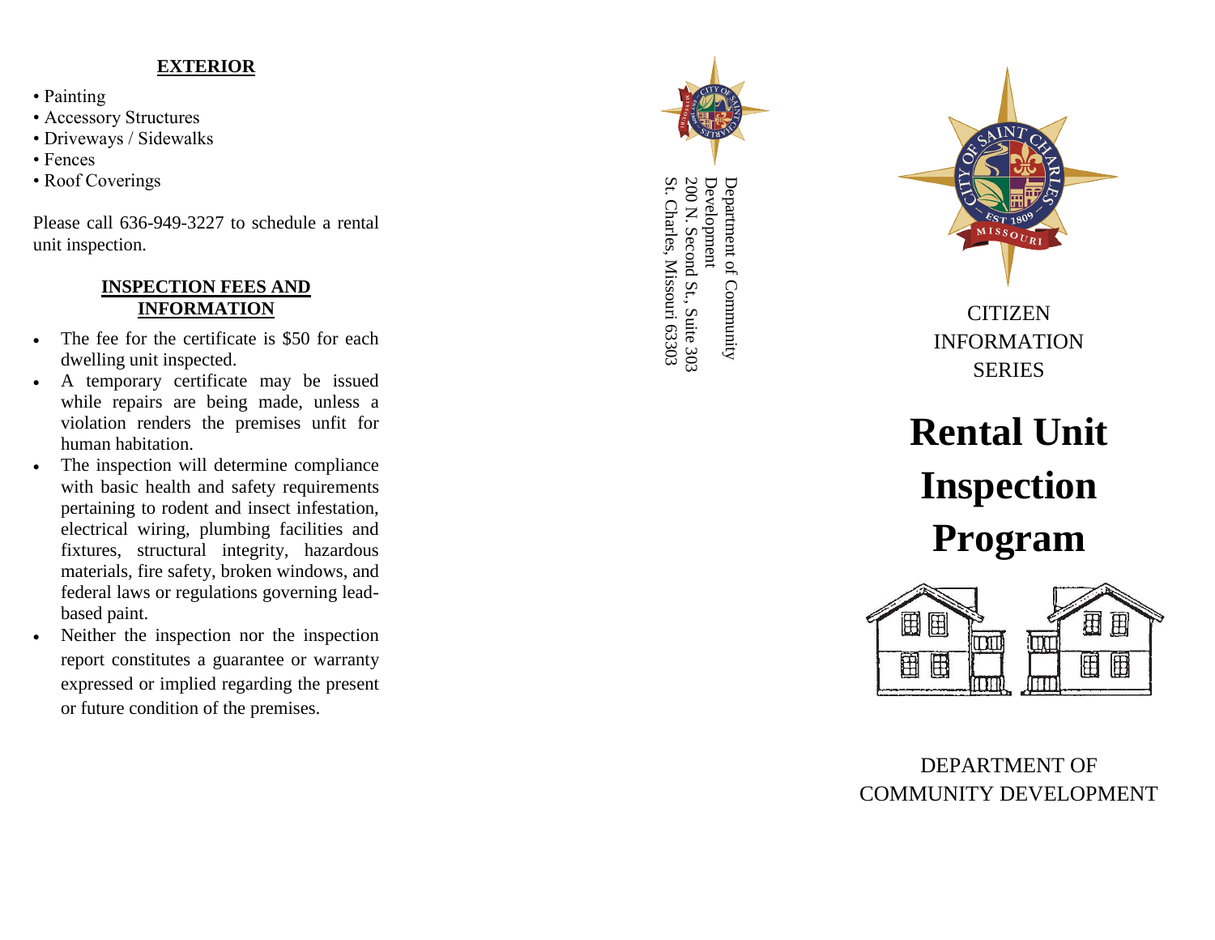## EXTERIOR

- Painting
- Accessory Structures
- Driveways / Sidewalks
- Fences
- Roof Coverings

Please call 636-949-3227 to schedule a rental unit inspection.

## INSPECTION FEES AND INFORMATION

- The fee for the certificate is $50 for each dwelling unit inspected.
- A temporary certificate may be issued while repairs are being made, unless a violation renders the premises unfit for human habitation.
- The inspection will determine compliance with basic health and safety requirements pertaining to rodent and insect infestation, electrical wiring, plumbing facilities and fixtures, structural integrity, hazardous materials, fire safety, broken windows, and federal laws or regulations governing lead-based paint.
- Neither the inspection nor the inspection report constitutes a guarantee or warranty expressed or implied regarding the present or future condition of the premises.

Department of Community Development
200 N. Second St., Suite 303
St. Charles, Missouri 63303

CITIZEN INFORMATION SERIES

# Rental Unit Inspection Program

DEPARTMENT OF COMMUNITY DEVELOPMENT